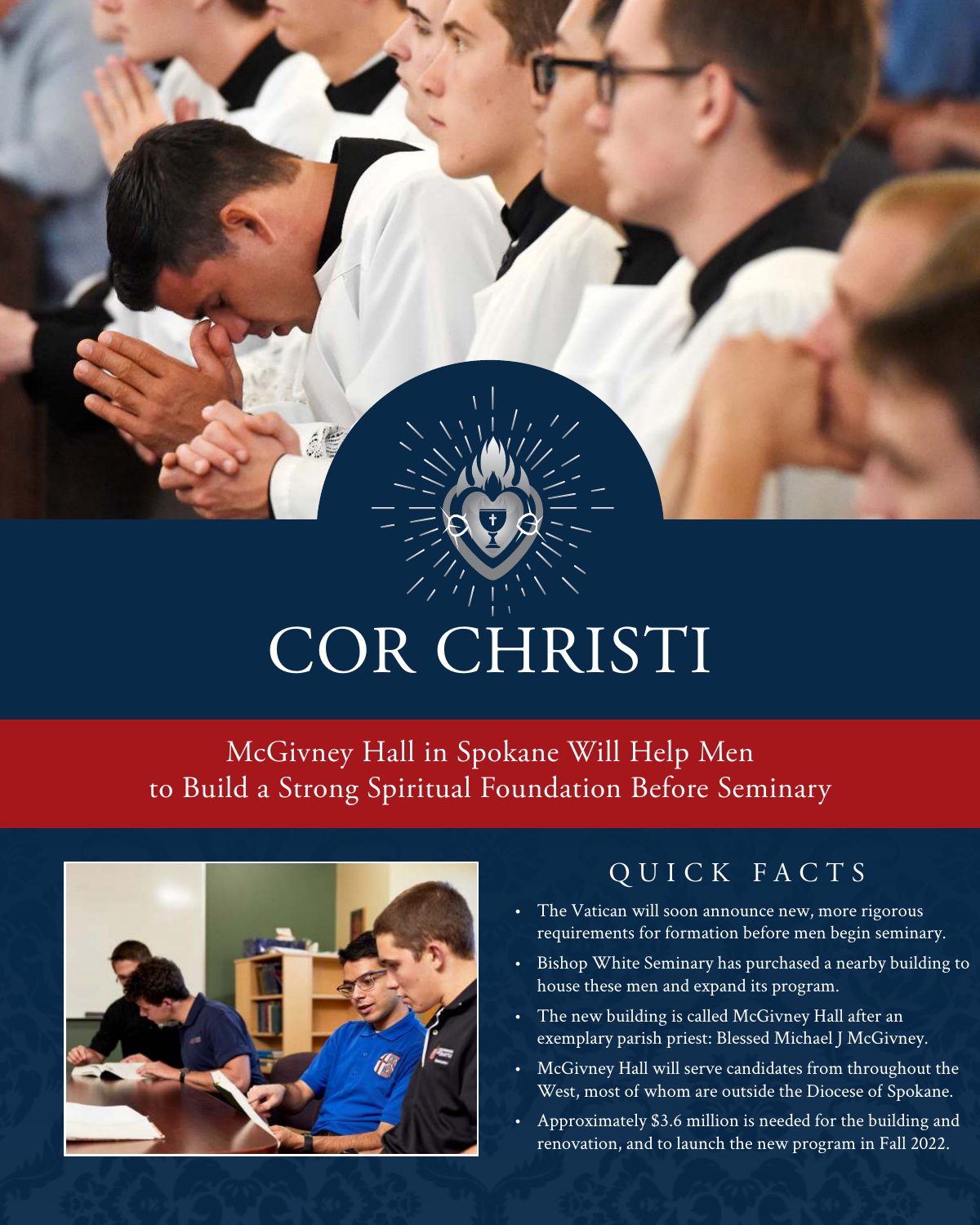# COR CHRISTI

## McGivney Hall in Spokane Will Help Men to Build a Strong Spiritual Foundation Before Seminary

### QUICK FACTS

- The Vatican will soon announce new, more rigorous requirements for formation before men begin seminary.
- Bishop White Seminary has purchased a nearby building to house these men and expand its program.
- The new building is called McGivney Hall after an exemplary parish priest: Blessed Michael J McGivney.
- McGivney Hall will serve candidates from throughout the West, most of whom are outside the Diocese of Spokane.
- Approximately $3.6 million is needed for the building and renovation, and to launch the new program in Fall 2022.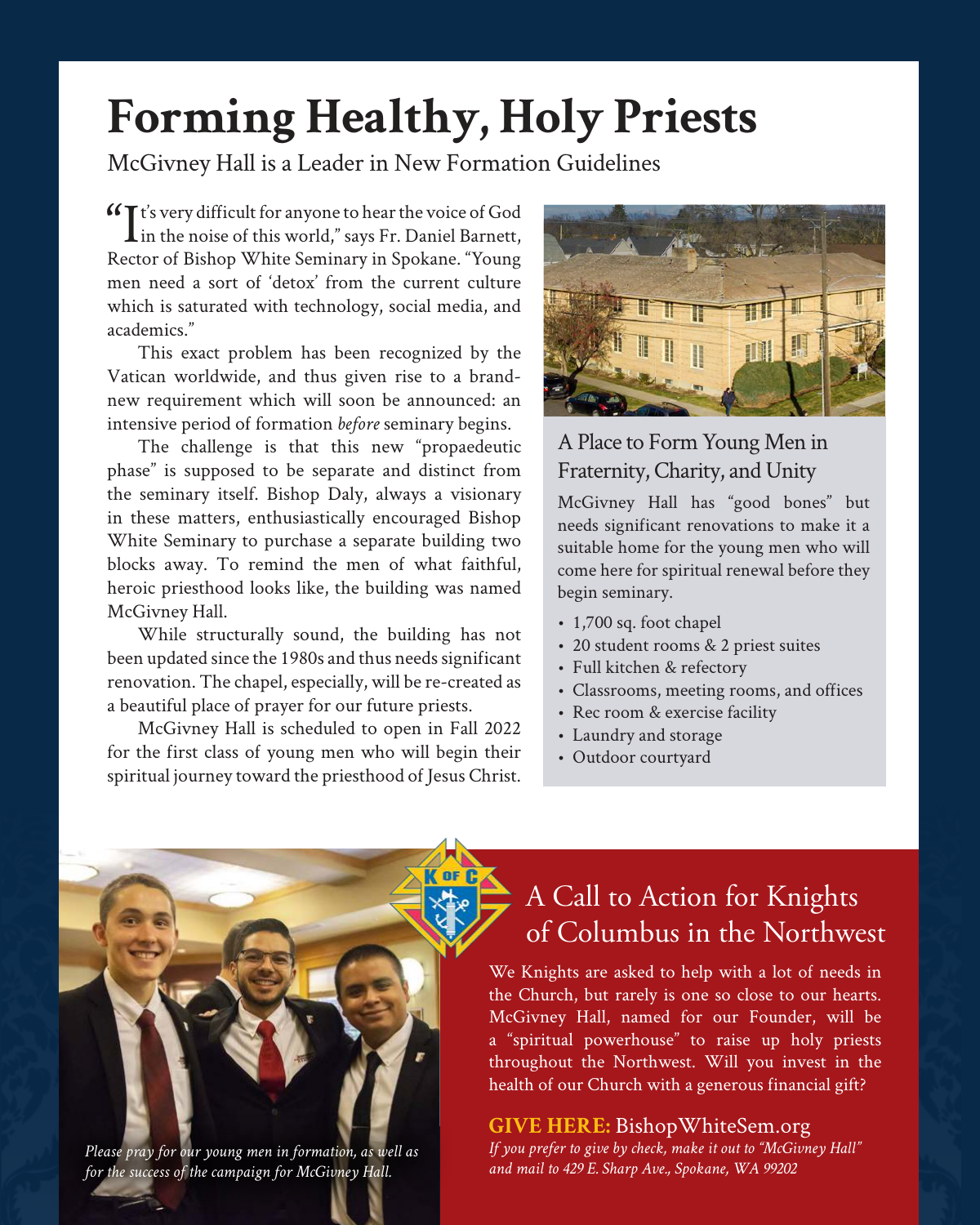# Forming Healthy, Holy Priests

McGivney Hall is a Leader in New Formation Guidelines

"It's very difficult for anyone to hear the voice of God in the noise of this world," says Fr. Daniel Barnett, Rector of Bishop White Seminary in Spokane. "Young men need a sort of 'detox' from the current culture which is saturated with technology, social media, and academics."

This exact problem has been recognized by the Vatican worldwide, and thus given rise to a brand-new requirement which will soon be announced: an intensive period of formation *before* seminary begins.

The challenge is that this new "propaedeutic phase" is supposed to be separate and distinct from the seminary itself. Bishop Daly, always a visionary in these matters, enthusiastically encouraged Bishop White Seminary to purchase a separate building two blocks away. To remind the men of what faithful, heroic priesthood looks like, the building was named McGivney Hall.

While structurally sound, the building has not been updated since the 1980s and thus needs significant renovation. The chapel, especially, will be re-created as a beautiful place of prayer for our future priests.

McGivney Hall is scheduled to open in Fall 2022 for the first class of young men who will begin their spiritual journey toward the priesthood of Jesus Christ.

## A Place to Form Young Men in Fraternity, Charity, and Unity

McGivney Hall has "good bones" but needs significant renovations to make it a suitable home for the young men who will come here for spiritual renewal before they begin seminary.

- 1,700 sq. foot chapel
- 20 student rooms & 2 priest suites
- Full kitchen & refectory
- Classrooms, meeting rooms, and offices
- Rec room & exercise facility
- Laundry and storage
- Outdoor courtyard

*Please pray for our young men in formation, as well as for the success of the campaign for McGivney Hall.*

## A Call to Action for Knights of Columbus in the Northwest

We Knights are asked to help with a lot of needs in the Church, but rarely is one so close to our hearts. McGivney Hall, named for our Founder, will be a "spiritual powerhouse" to raise up holy priests throughout the Northwest. Will you invest in the health of our Church with a generous financial gift?

**GIVE HERE:** BishopWhiteSem.org

*If you prefer to give by check, make it out to "McGivney Hall" and mail to 429 E. Sharp Ave., Spokane, WA 99202*